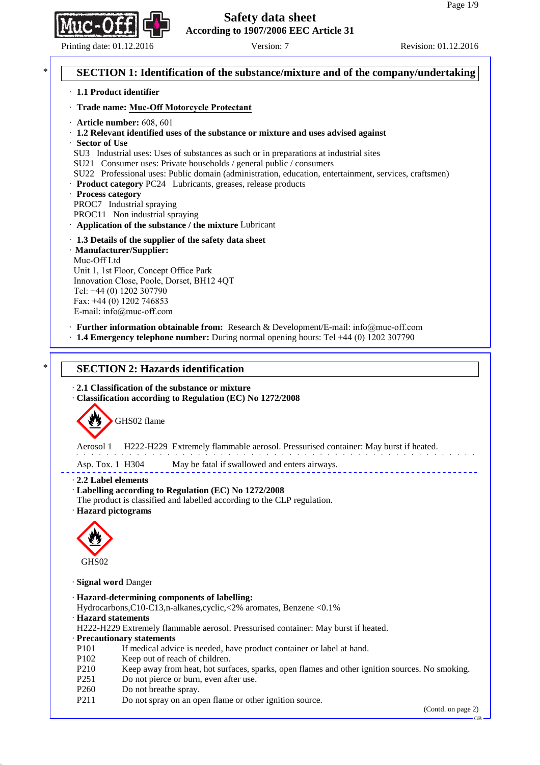# Safety data sheet

**According to 1907/2006 EEC Article 31**

Printing date: 01.12.2016 Version: 7 Revision: 01.12.2016

## SECTION 1: Identification of the substance/mixture and of the company/undertaking

· **1.1 Product identifier**

· **Trade name: Muc-Off Motorcycle Protectant**

· **Article number:** 608, 601

· **1.2 Relevant identified uses of the substance or mixture and uses advised against**

· **Sector of Use**

SU3 Industrial uses: Uses of substances as such or in preparations at industrial sites
SU21 Consumer uses: Private households / general public / consumers
SU22 Professional uses: Public domain (administration, education, entertainment, services, craftsmen)

· **Product category** PC24 Lubricants, greases, release products

· **Process category**

PROC7 Industrial spraying
PROC11 Non industrial spraying

· **Application of the substance / the mixture** Lubricant

· **1.3 Details of the supplier of the safety data sheet**

· **Manufacturer/Supplier:**

Muc-Off Ltd
Unit 1, 1st Floor, Concept Office Park
Innovation Close, Poole, Dorset, BH12 4QT
Tel: +44 (0) 1202 307790
Fax: +44 (0) 1202 746853
E-mail: info@muc-off.com

· **Further information obtainable from:** Research & Development/E-mail: info@muc-off.com

· **1.4 Emergency telephone number:** During normal opening hours: Tel +44 (0) 1202 307790

## SECTION 2: Hazards identification

· **2.1 Classification of the substance or mixture**

· **Classification according to Regulation (EC) No 1272/2008**

GHS02 flame

Aerosol 1 H222-H229 Extremely flammable aerosol. Pressurised container: May burst if heated.

Asp. Tox. 1 H304 May be fatal if swallowed and enters airways.

· **2.2 Label elements**

· **Labelling according to Regulation (EC) No 1272/2008**

The product is classified and labelled according to the CLP regulation.

· **Hazard pictograms**

GHS02

· **Signal word** Danger

· **Hazard-determining components of labelling:**

Hydrocarbons,C10-C13,n-alkanes,cyclic,<2% aromates, Benzene <0.1%

· **Hazard statements**

H222-H229 Extremely flammable aerosol. Pressurised container: May burst if heated.

· **Precautionary statements**

P101 If medical advice is needed, have product container or label at hand.
P102 Keep out of reach of children.
P210 Keep away from heat, hot surfaces, sparks, open flames and other ignition sources. No smoking.
P251 Do not pierce or burn, even after use.
P260 Do not breathe spray.
P211 Do not spray on an open flame or other ignition source.

(Contd. on page 2)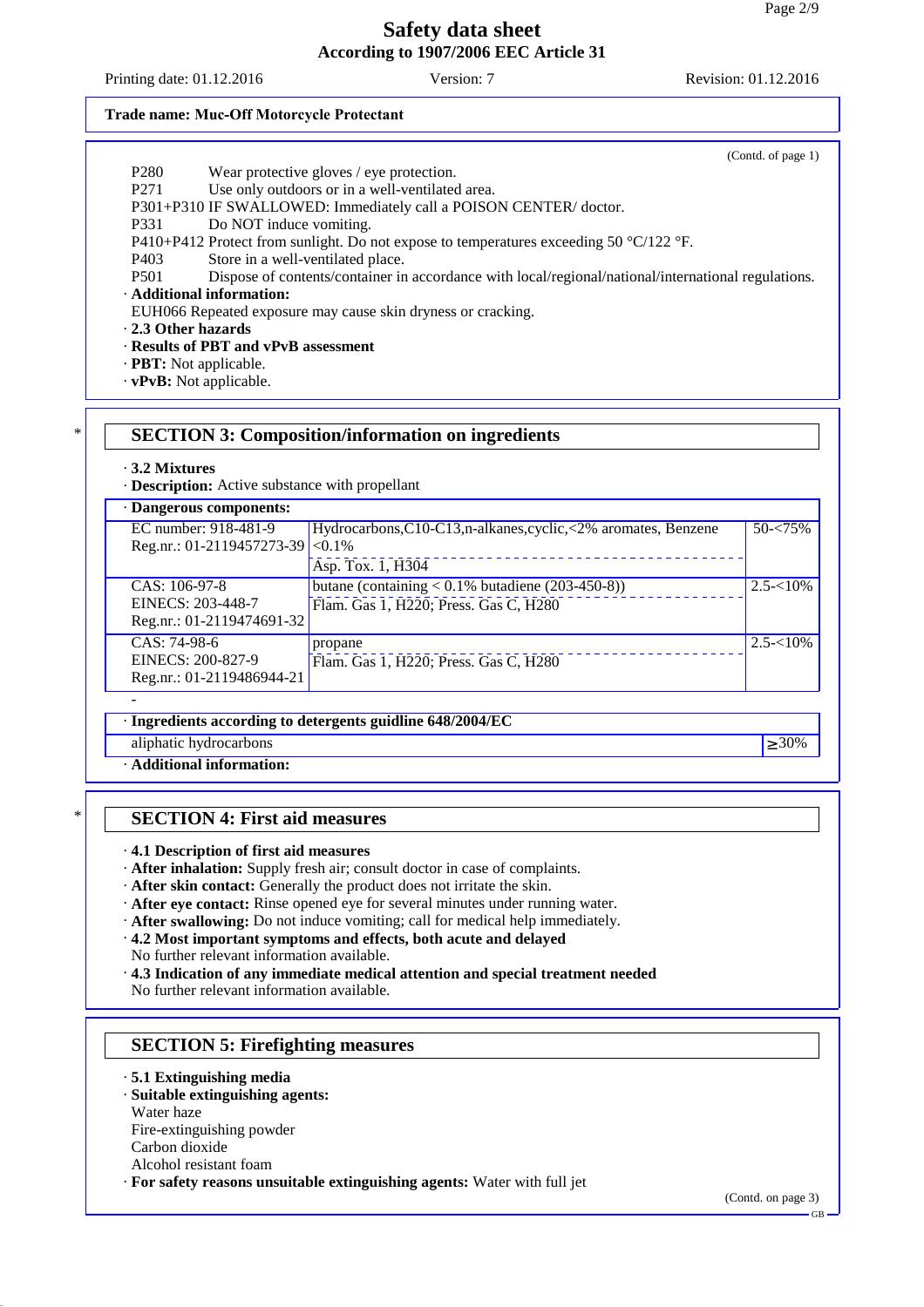**Trade name: Muc-Off Motorcycle Protectant**

(Contd. of page 1)

P280 Wear protective gloves / eye protection.
P271 Use only outdoors or in a well-ventilated area.
P301+P310 IF SWALLOWED: Immediately call a POISON CENTER/ doctor.
P331 Do NOT induce vomiting.
P410+P412 Protect from sunlight. Do not expose to temperatures exceeding 50 °C/122 °F.
P403 Store in a well-ventilated place.
P501 Dispose of contents/container in accordance with local/regional/national/international regulations.

· **Additional information:**
EUH066 Repeated exposure may cause skin dryness or cracking.

· **2.3 Other hazards**
· **Results of PBT and vPvB assessment**
· **PBT:** Not applicable.
· **vPvB:** Not applicable.

## * SECTION 3: Composition/information on ingredients

· **3.2 Mixtures**
· **Description:** Active substance with propellant

· **Dangerous components:**

| Identifiers | Substance / Classification | Concentration |
|---|---|---|
| EC number: 918-481-9<br>Reg.nr.: 01-2119457273-39 | Hydrocarbons,C10-C13,n-alkanes,cyclic,<2% aromates, Benzene <0.1%<br>Asp. Tox. 1, H304 | 50-<75% |
| CAS: 106-97-8<br>EINECS: 203-448-7<br>Reg.nr.: 01-2119474691-32 | butane (containing < 0.1% butadiene (203-450-8))<br>Flam. Gas 1, H220; Press. Gas C, H280 | 2.5-<10% |
| CAS: 74-98-6<br>EINECS: 200-827-9<br>Reg.nr.: 01-2119486944-21 | propane<br>Flam. Gas 1, H220; Press. Gas C, H280 | 2.5-<10% |

-

· **Ingredients according to detergents guidline 648/2004/EC**

| | |
|---|---|
| aliphatic hydrocarbons | ≥30% |

· **Additional information:**

## * SECTION 4: First aid measures

· **4.1 Description of first aid measures**
· **After inhalation:** Supply fresh air; consult doctor in case of complaints.
· **After skin contact:** Generally the product does not irritate the skin.
· **After eye contact:** Rinse opened eye for several minutes under running water.
· **After swallowing:** Do not induce vomiting; call for medical help immediately.
· **4.2 Most important symptoms and effects, both acute and delayed**
No further relevant information available.
· **4.3 Indication of any immediate medical attention and special treatment needed**
No further relevant information available.

## SECTION 5: Firefighting measures

· **5.1 Extinguishing media**
· **Suitable extinguishing agents:**
Water haze
Fire-extinguishing powder
Carbon dioxide
Alcohol resistant foam
· **For safety reasons unsuitable extinguishing agents:** Water with full jet

(Contd. on page 3)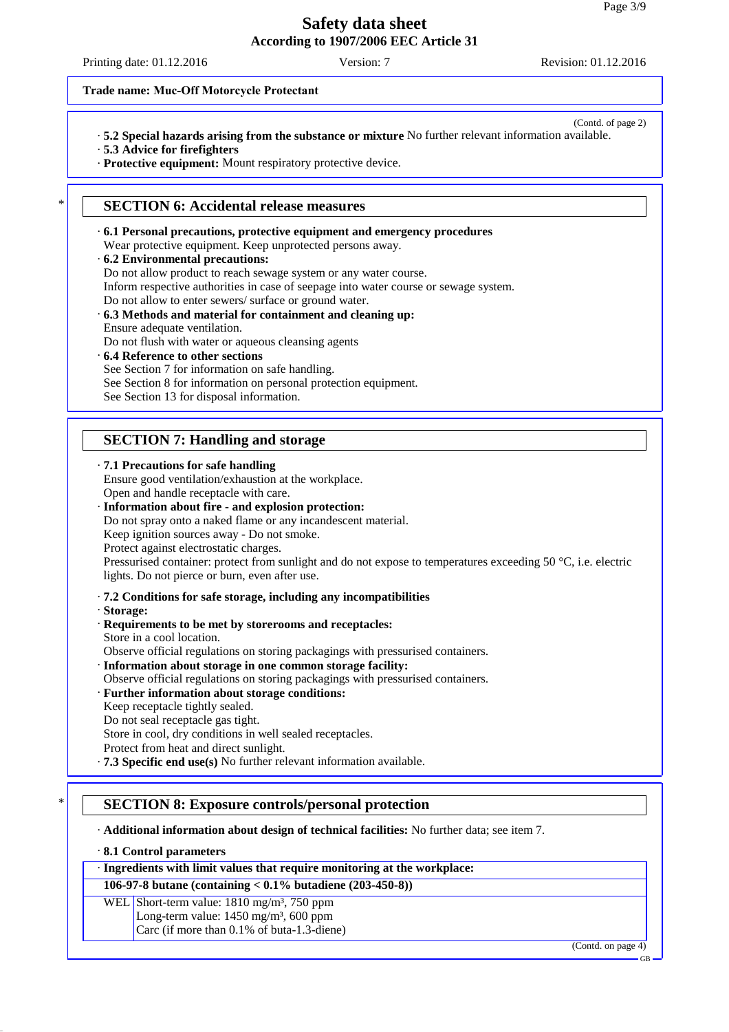**Trade name: Muc-Off Motorcycle Protectant**

(Contd. of page 2)

· **5.2 Special hazards arising from the substance or mixture** No further relevant information available.
· **5.3 Advice for firefighters**
· **Protective equipment:** Mount respiratory protective device.

## SECTION 6: Accidental release measures

· **6.1 Personal precautions, protective equipment and emergency procedures**
Wear protective equipment. Keep unprotected persons away.
· **6.2 Environmental precautions:**
Do not allow product to reach sewage system or any water course.
Inform respective authorities in case of seepage into water course or sewage system.
Do not allow to enter sewers/ surface or ground water.
· **6.3 Methods and material for containment and cleaning up:**
Ensure adequate ventilation.
Do not flush with water or aqueous cleansing agents
· **6.4 Reference to other sections**
See Section 7 for information on safe handling.
See Section 8 for information on personal protection equipment.
See Section 13 for disposal information.

## SECTION 7: Handling and storage

· **7.1 Precautions for safe handling**
Ensure good ventilation/exhaustion at the workplace.
Open and handle receptacle with care.
· **Information about fire - and explosion protection:**
Do not spray onto a naked flame or any incandescent material.
Keep ignition sources away - Do not smoke.
Protect against electrostatic charges.
Pressurised container: protect from sunlight and do not expose to temperatures exceeding 50 °C, i.e. electric lights. Do not pierce or burn, even after use.

· **7.2 Conditions for safe storage, including any incompatibilities**
· **Storage:**
· **Requirements to be met by storerooms and receptacles:**
Store in a cool location.
Observe official regulations on storing packagings with pressurised containers.
· **Information about storage in one common storage facility:**
Observe official regulations on storing packagings with pressurised containers.
· **Further information about storage conditions:**
Keep receptacle tightly sealed.
Do not seal receptacle gas tight.
Store in cool, dry conditions in well sealed receptacles.
Protect from heat and direct sunlight.
· **7.3 Specific end use(s)** No further relevant information available.

## SECTION 8: Exposure controls/personal protection

· **Additional information about design of technical facilities:** No further data; see item 7.

· **8.1 Control parameters**

| · **Ingredients with limit values that require monitoring at the workplace:** | |
|---|---|
| **106-97-8 butane (containing < 0.1% butadiene (203-450-8))** | |
| WEL | Short-term value: 1810 mg/m³, 750 ppm<br>Long-term value: 1450 mg/m³, 600 ppm<br>Carc (if more than 0.1% of buta-1.3-diene) |

(Contd. on page 4)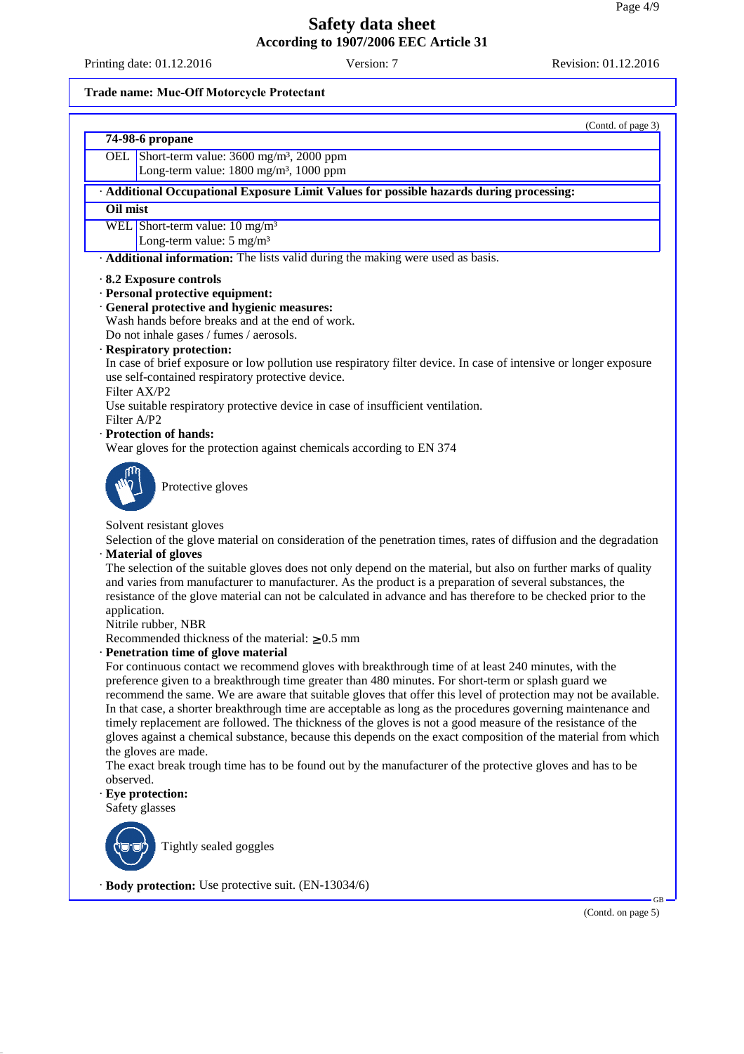Trade name: Muc-Off Motorcycle Protectant

(Contd. of page 3)

| 74-98-6 propane | |
|---|---|
| OEL | Short-term value: 3600 mg/m³, 2000 ppm<br>Long-term value: 1800 mg/m³, 1000 ppm |

| · Additional Occupational Exposure Limit Values for possible hazards during processing: | |
|---|---|
| **Oil mist** | |
| WEL | Short-term value: 10 mg/m³<br>Long-term value: 5 mg/m³ |

· **Additional information:** The lists valid during the making were used as basis.

· **8.2 Exposure controls**
· **Personal protective equipment:**
· **General protective and hygienic measures:**
Wash hands before breaks and at the end of work.
Do not inhale gases / fumes / aerosols.
· **Respiratory protection:**
In case of brief exposure or low pollution use respiratory filter device. In case of intensive or longer exposure use self-contained respiratory protective device.
Filter AX/P2
Use suitable respiratory protective device in case of insufficient ventilation.
Filter A/P2
· **Protection of hands:**
Wear gloves for the protection against chemicals according to EN 374

Protective gloves

Solvent resistant gloves
Selection of the glove material on consideration of the penetration times, rates of diffusion and the degradation
· **Material of gloves**
The selection of the suitable gloves does not only depend on the material, but also on further marks of quality and varies from manufacturer to manufacturer. As the product is a preparation of several substances, the resistance of the glove material can not be calculated in advance and has therefore to be checked prior to the application.
Nitrile rubber, NBR
Recommended thickness of the material: $\geq$0.5 mm
· **Penetration time of glove material**
For continuous contact we recommend gloves with breakthrough time of at least 240 minutes, with the preference given to a breakthrough time greater than 480 minutes. For short-term or splash guard we recommend the same. We are aware that suitable gloves that offer this level of protection may not be available. In that case, a shorter breakthrough time are acceptable as long as the procedures governing maintenance and timely replacement are followed. The thickness of the gloves is not a good measure of the resistance of the gloves against a chemical substance, because this depends on the exact composition of the material from which the gloves are made.
The exact break trough time has to be found out by the manufacturer of the protective gloves and has to be observed.
· **Eye protection:**
Safety glasses

Tightly sealed goggles

· **Body protection:** Use protective suit. (EN-13034/6)

(Contd. on page 5)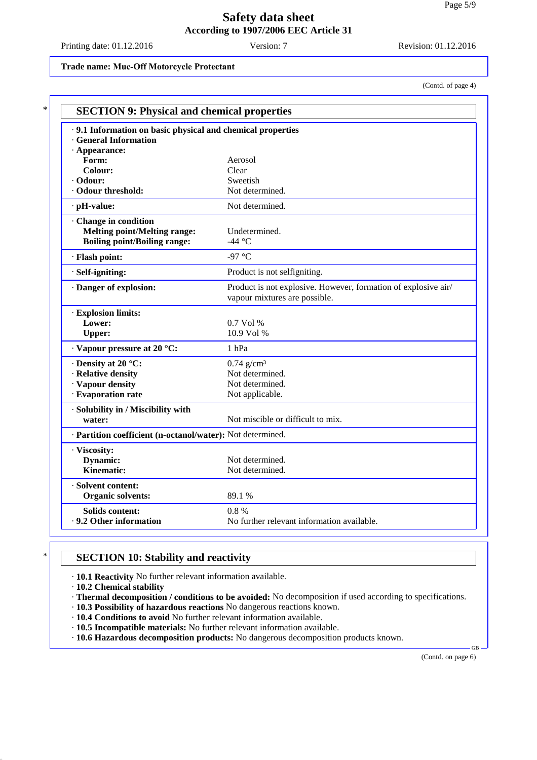Trade name: **Muc-Off Motorcycle Protectant**

(Contd. of page 4)

## SECTION 9: Physical and chemical properties

| | |
|---|---|
| **· 9.1 Information on basic physical and chemical properties** | |
| **· General Information** | |
| **· Appearance:** | |
| **Form:** | Aerosol |
| **Colour:** | Clear |
| **· Odour:** | Sweetish |
| **· Odour threshold:** | Not determined. |
| **· pH-value:** | Not determined. |
| **· Change in condition** | |
| **Melting point/Melting range:** | Undetermined. |
| **Boiling point/Boiling range:** | -44 °C |
| **· Flash point:** | -97 °C |
| **· Self-igniting:** | Product is not selfigniting. |
| **· Danger of explosion:** | Product is not explosive. However, formation of explosive air/ vapour mixtures are possible. |
| **· Explosion limits:** | |
| **Lower:** | 0.7 Vol % |
| **Upper:** | 10.9 Vol % |
| **· Vapour pressure at 20 °C:** | 1 hPa |
| **· Density at 20 °C:** | 0.74 $g/cm^3$ |
| **· Relative density** | Not determined. |
| **· Vapour density** | Not determined. |
| **· Evaporation rate** | Not applicable. |
| **· Solubility in / Miscibility with water:** | Not miscible or difficult to mix. |
| **· Partition coefficient (n-octanol/water):** | Not determined. |
| **· Viscosity:** | |
| **Dynamic:** | Not determined. |
| **Kinematic:** | Not determined. |
| **· Solvent content:** | |
| **Organic solvents:** | 89.1 % |
| **Solids content:** | 0.8 % |
| **· 9.2 Other information** | No further relevant information available. |

## SECTION 10: Stability and reactivity

- **10.1 Reactivity** No further relevant information available.
- **10.2 Chemical stability**
- **Thermal decomposition / conditions to be avoided:** No decomposition if used according to specifications.
- **10.3 Possibility of hazardous reactions** No dangerous reactions known.
- **10.4 Conditions to avoid** No further relevant information available.
- **10.5 Incompatible materials:** No further relevant information available.
- **10.6 Hazardous decomposition products:** No dangerous decomposition products known.

(Contd. on page 6)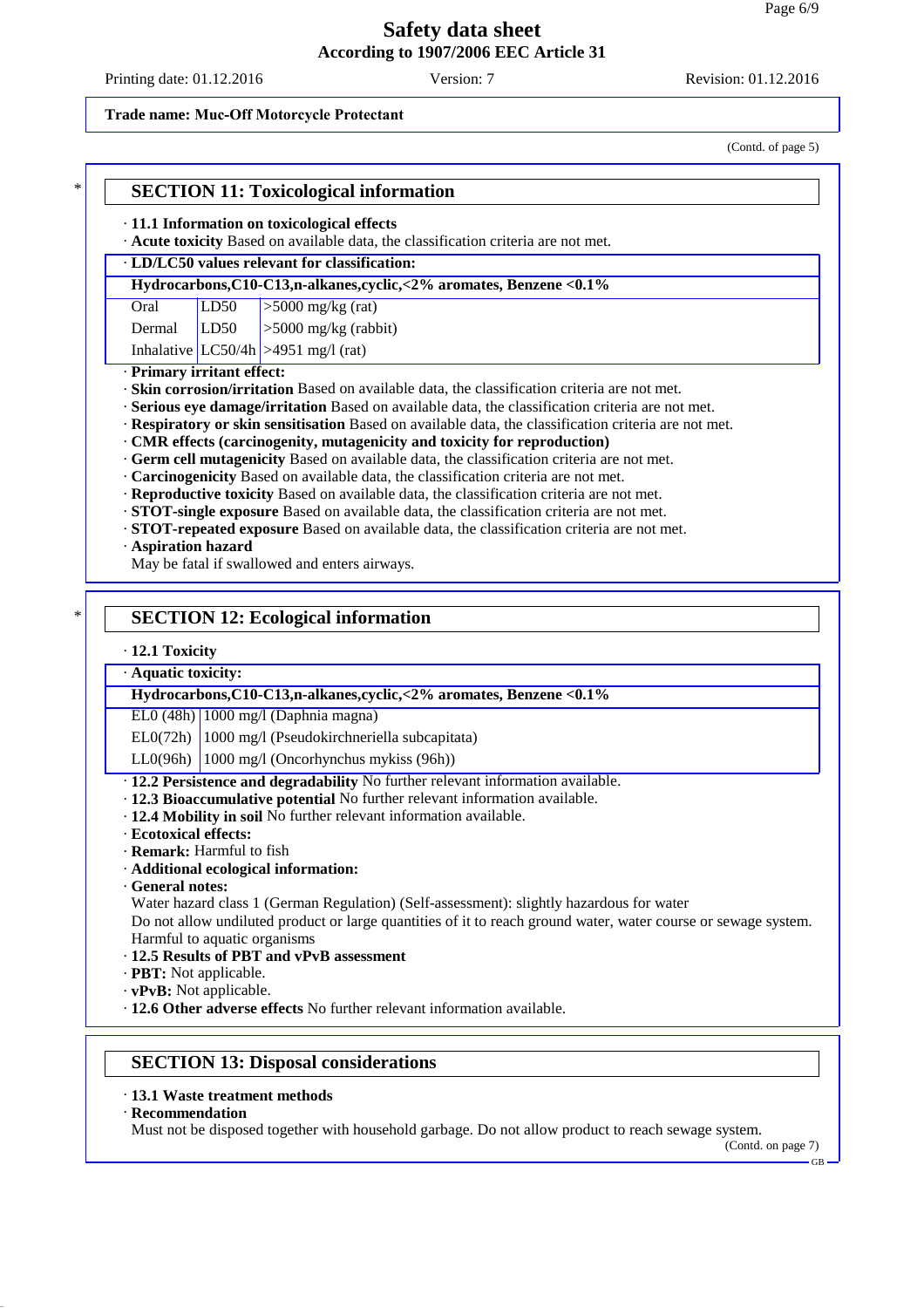Trade name: Muc-Off Motorcycle Protectant

(Contd. of page 5)

## SECTION 11: Toxicological information

· **11.1 Information on toxicological effects**
· **Acute toxicity** Based on available data, the classification criteria are not met.

· **LD/LC50 values relevant for classification:**

| **Hydrocarbons,C10-C13,n-alkanes,cyclic,<2% aromates, Benzene <0.1%** | | |
|---|---|---|
| Oral | LD50 | >5000 mg/kg (rat) |
| Dermal | LD50 | >5000 mg/kg (rabbit) |
| Inhalative | LC50/4h | >4951 mg/l (rat) |

· **Primary irritant effect:**
· **Skin corrosion/irritation** Based on available data, the classification criteria are not met.
· **Serious eye damage/irritation** Based on available data, the classification criteria are not met.
· **Respiratory or skin sensitisation** Based on available data, the classification criteria are not met.
· **CMR effects (carcinogenity, mutagenicity and toxicity for reproduction)**
· **Germ cell mutagenicity** Based on available data, the classification criteria are not met.
· **Carcinogenicity** Based on available data, the classification criteria are not met.
· **Reproductive toxicity** Based on available data, the classification criteria are not met.
· **STOT-single exposure** Based on available data, the classification criteria are not met.
· **STOT-repeated exposure** Based on available data, the classification criteria are not met.
· **Aspiration hazard**
May be fatal if swallowed and enters airways.

## SECTION 12: Ecological information

· **12.1 Toxicity**

· **Aquatic toxicity:**

| **Hydrocarbons,C10-C13,n-alkanes,cyclic,<2% aromates, Benzene <0.1%** | |
|---|---|
| EL0 (48h) | 1000 mg/l (Daphnia magna) |
| EL0(72h) | 1000 mg/l (Pseudokirchneriella subcapitata) |
| LL0(96h) | 1000 mg/l (Oncorhynchus mykiss (96h)) |

· **12.2 Persistence and degradability** No further relevant information available.
· **12.3 Bioaccumulative potential** No further relevant information available.
· **12.4 Mobility in soil** No further relevant information available.
· **Ecotoxical effects:**
· **Remark:** Harmful to fish
· **Additional ecological information:**
· **General notes:**
Water hazard class 1 (German Regulation) (Self-assessment): slightly hazardous for water
Do not allow undiluted product or large quantities of it to reach ground water, water course or sewage system.
Harmful to aquatic organisms
· **12.5 Results of PBT and vPvB assessment**
· **PBT:** Not applicable.
· **vPvB:** Not applicable.
· **12.6 Other adverse effects** No further relevant information available.

## SECTION 13: Disposal considerations

· **13.1 Waste treatment methods**
· **Recommendation**
Must not be disposed together with household garbage. Do not allow product to reach sewage system.

(Contd. on page 7)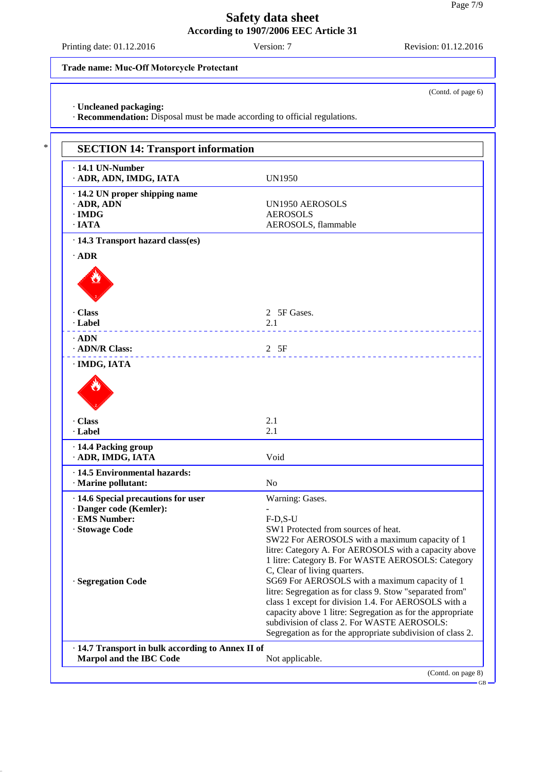Trade name: Muc-Off Motorcycle Protectant

(Contd. of page 6)

· **Uncleaned packaging:**
· **Recommendation:** Disposal must be made according to official regulations.

## SECTION 14: Transport information

| | |
|---|---|
| **· 14.1 UN-Number** | |
| **· ADR, ADN, IMDG, IATA** | UN1950 |
| **· 14.2 UN proper shipping name** | |
| **· ADR, ADN** | UN1950 AEROSOLS |
| **· IMDG** | AEROSOLS |
| **· IATA** | AEROSOLS, flammable |
| **· 14.3 Transport hazard class(es)** | |
| **· ADR** | |
| **· Class** | 2 5F Gases. |
| **· Label** | 2.1 |
| **· ADN** | |
| **· ADN/R Class:** | 2 5F |
| **· IMDG, IATA** | |
| **· Class** | 2.1 |
| **· Label** | 2.1 |
| **· 14.4 Packing group** | |
| **· ADR, IMDG, IATA** | Void |
| **· 14.5 Environmental hazards:** | |
| **· Marine pollutant:** | No |
| **· 14.6 Special precautions for user** | Warning: Gases. |
| **· Danger code (Kemler):** | - |
| **· EMS Number:** | F-D,S-U |
| **· Stowage Code** | SW1 Protected from sources of heat. SW22 For AEROSOLS with a maximum capacity of 1 litre: Category A. For AEROSOLS with a capacity above 1 litre: Category B. For WASTE AEROSOLS: Category C, Clear of living quarters. |
| **· Segregation Code** | SG69 For AEROSOLS with a maximum capacity of 1 litre: Segregation as for class 9. Stow "separated from" class 1 except for division 1.4. For AEROSOLS with a capacity above 1 litre: Segregation as for the appropriate subdivision of class 2. For WASTE AEROSOLS: Segregation as for the appropriate subdivision of class 2. |
| **· 14.7 Transport in bulk according to Annex II of Marpol and the IBC Code** | Not applicable. |

(Contd. on page 8)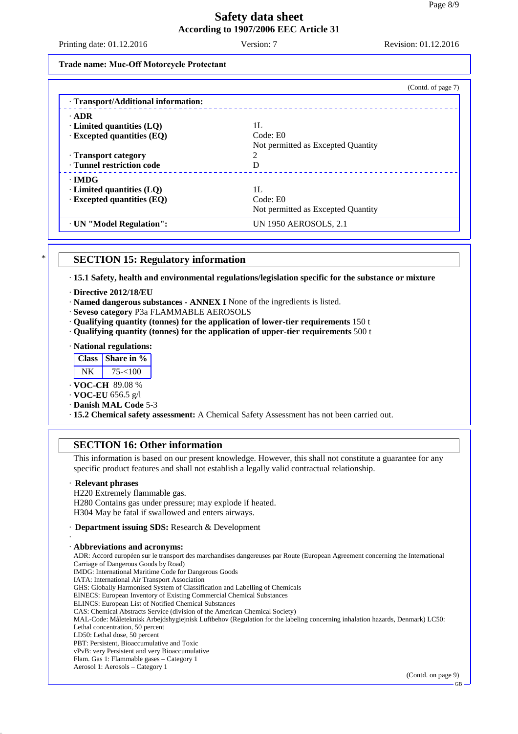Trade name: Muc-Off Motorcycle Protectant

(Contd. of page 7)

| · Transport/Additional information: | |
|---|---|
| · **ADR** | |
| · **Limited quantities (LQ)** | 1L |
| · **Excepted quantities (EQ)** | Code: E0<br>Not permitted as Excepted Quantity |
| · **Transport category** | 2 |
| · **Tunnel restriction code** | D |
| · **IMDG** | |
| · **Limited quantities (LQ)** | 1L |
| · **Excepted quantities (EQ)** | Code: E0<br>Not permitted as Excepted Quantity |
| · **UN "Model Regulation":** | UN 1950 AEROSOLS, 2.1 |

## * SECTION 15: Regulatory information

· **15.1 Safety, health and environmental regulations/legislation specific for the substance or mixture**

· **Directive 2012/18/EU**
· **Named dangerous substances - ANNEX I** None of the ingredients is listed.
· **Seveso category** P3a FLAMMABLE AEROSOLS
· **Qualifying quantity (tonnes) for the application of lower-tier requirements** 150 t
· **Qualifying quantity (tonnes) for the application of upper-tier requirements** 500 t

· **National regulations:**

| Class | Share in % |
|---|---|
| NK | 75-<100 |

· **VOC-CH** 89.08 %
· **VOC-EU** 656.5 g/l
· **Danish MAL Code** 5-3
· **15.2 Chemical safety assessment:** A Chemical Safety Assessment has not been carried out.

## SECTION 16: Other information

This information is based on our present knowledge. However, this shall not constitute a guarantee for any specific product features and shall not establish a legally valid contractual relationship.

· **Relevant phrases**
H220 Extremely flammable gas.
H280 Contains gas under pressure; may explode if heated.
H304 May be fatal if swallowed and enters airways.

· **Department issuing SDS:** Research & Development

·

· **Abbreviations and acronyms:**
ADR: Accord européen sur le transport des marchandises dangereuses par Route (European Agreement concerning the International Carriage of Dangerous Goods by Road)
IMDG: International Maritime Code for Dangerous Goods
IATA: International Air Transport Association
GHS: Globally Harmonised System of Classification and Labelling of Chemicals
EINECS: European Inventory of Existing Commercial Chemical Substances
ELINCS: European List of Notified Chemical Substances
CAS: Chemical Abstracts Service (division of the American Chemical Society)
MAL-Code: Måleteknisk Arbejdshygiejnisk Luftbehov (Regulation for the labeling concerning inhalation hazards, Denmark) LC50: Lethal concentration, 50 percent
LD50: Lethal dose, 50 percent
PBT: Persistent, Bioaccumulative and Toxic
vPvB: very Persistent and very Bioaccumulative
Flam. Gas 1: Flammable gases – Category 1
Aerosol 1: Aerosols – Category 1

(Contd. on page 9)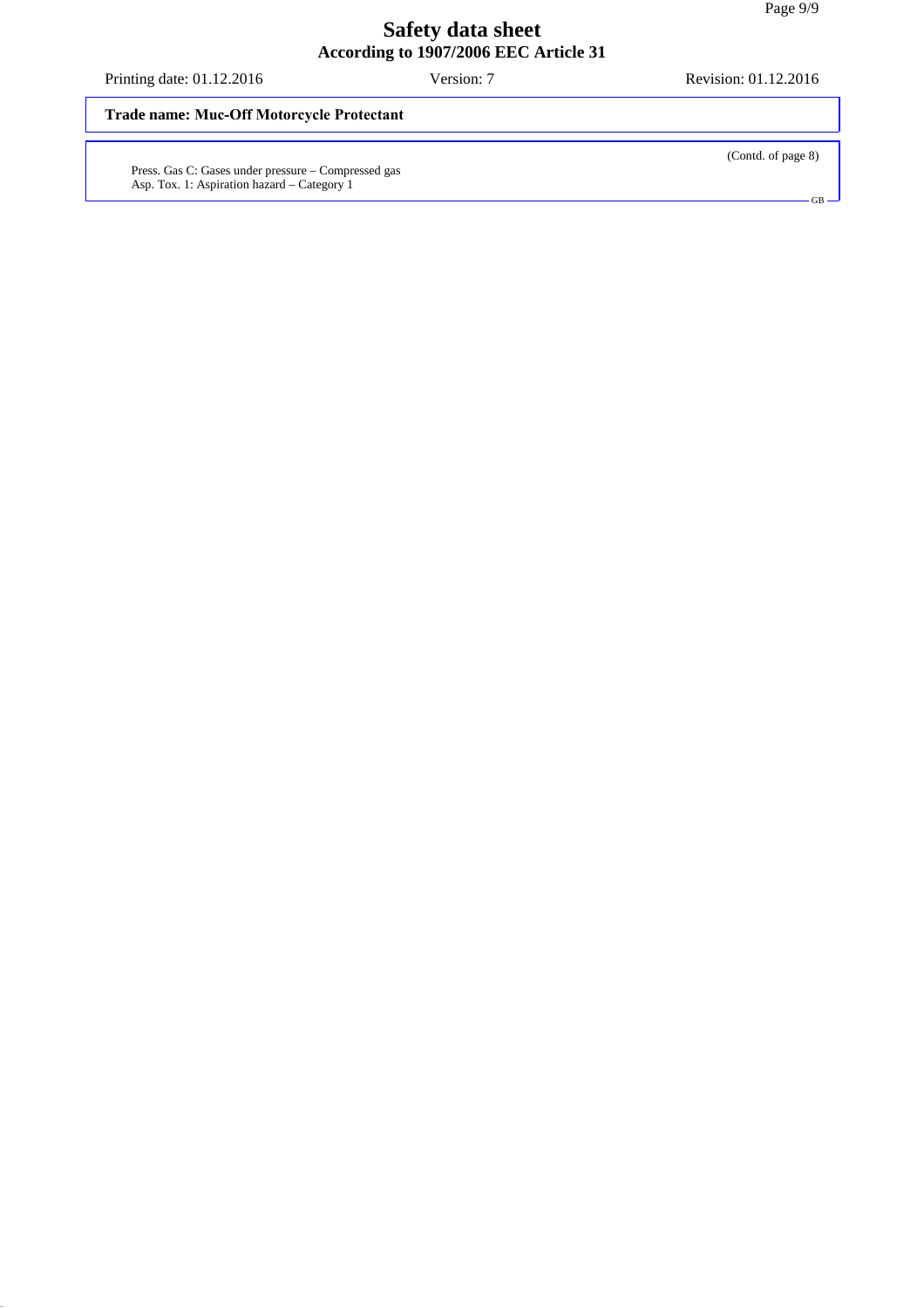Press. Gas C: Gases under pressure – Compressed gas
Asp. Tox. 1: Aspiration hazard – Category 1